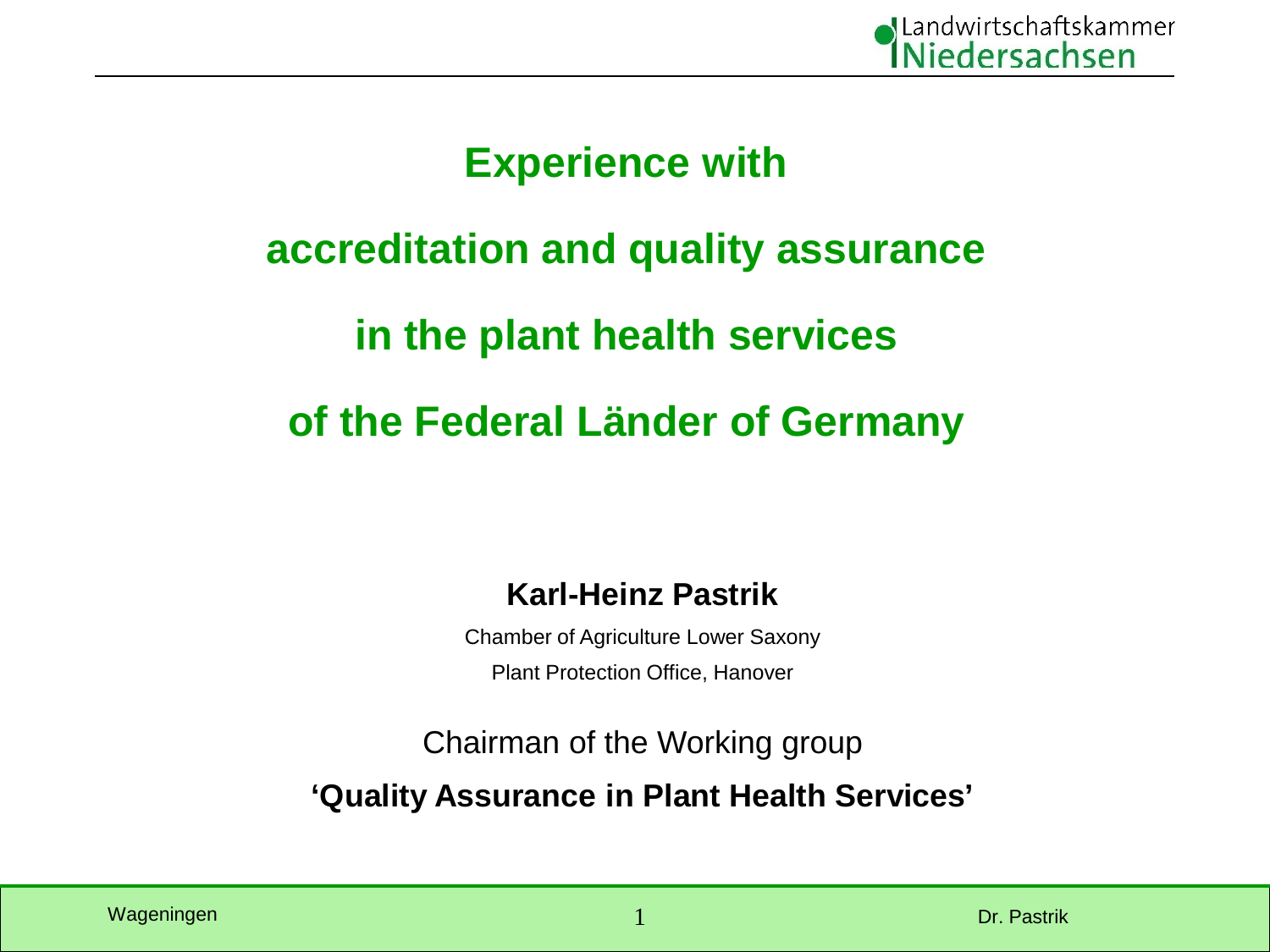# Experience with accreditation and quality assurance in the plant health services of the Federal Länder of Germany

**Karl-Heinz Pastrik**

Chamber of Agriculture Lower Saxony

Plant Protection Office, Hanover

Chairman of the Working group

**'Quality Assurance in Plant Health Services'**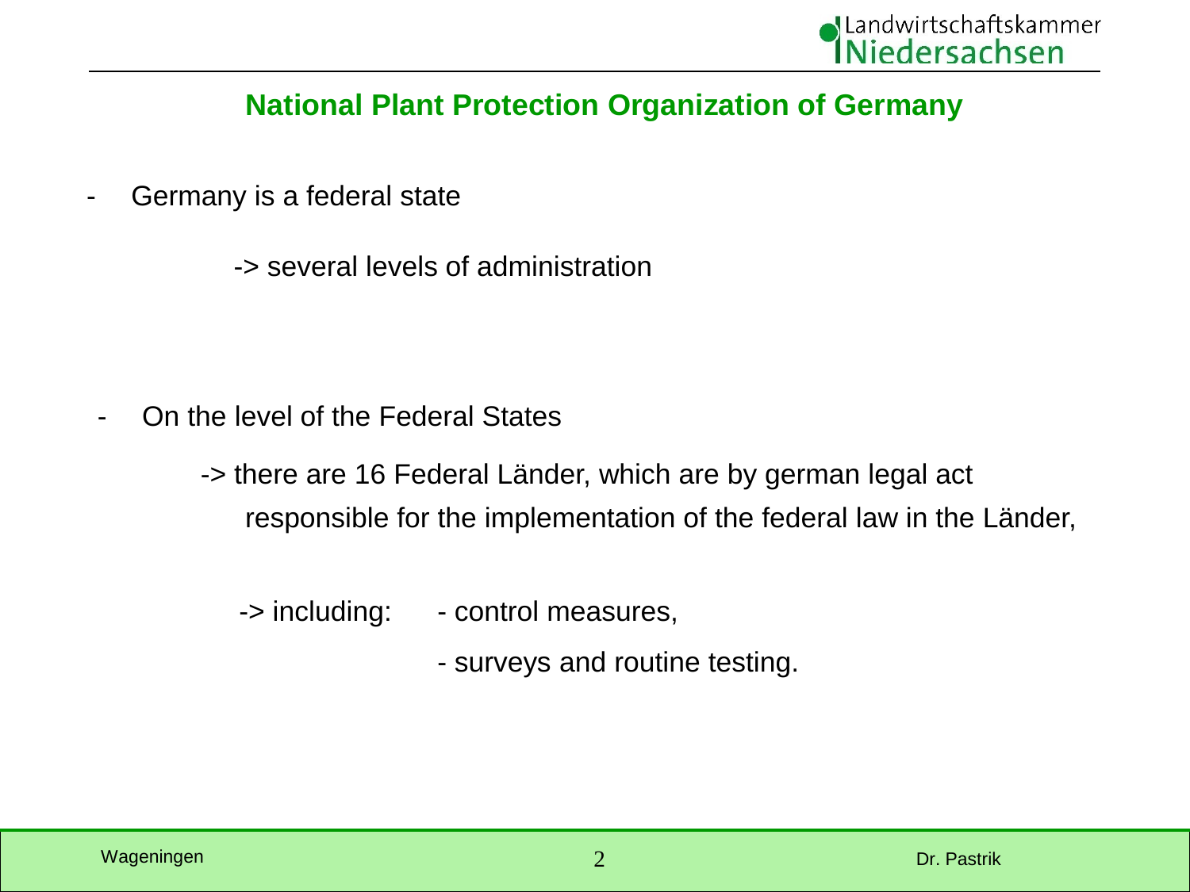## National Plant Protection Organization of Germany

- Germany is a federal state

  -> several levels of administration

- On the level of the Federal States

  -> there are 16 Federal Länder, which are by german legal act responsible for the implementation of the federal law in the Länder,

  -> including:
  - control measures,
  - surveys and routine testing.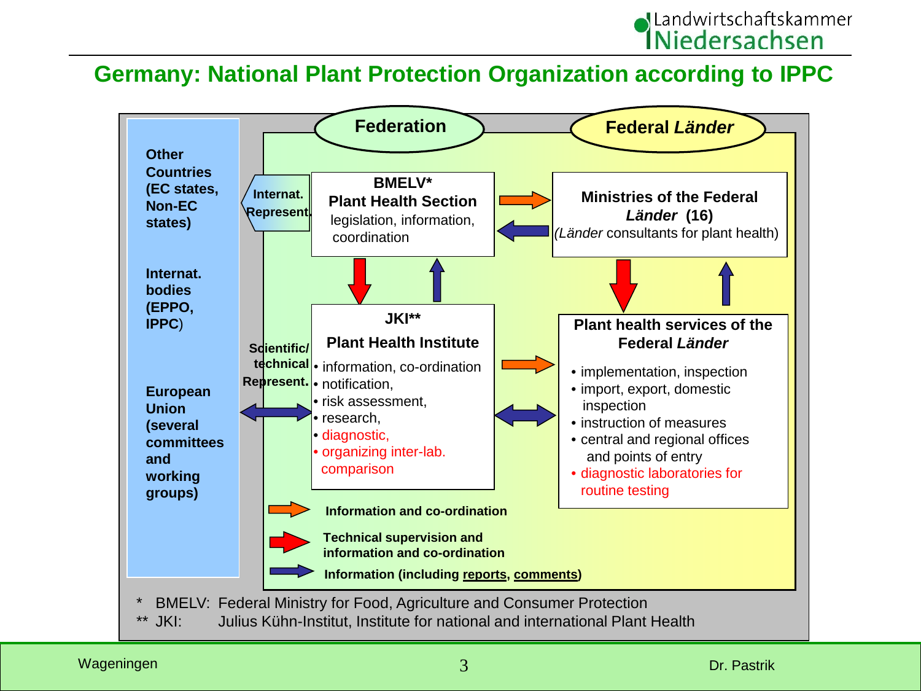## Germany: National Plant Protection Organization according to IPPC

**Other Countries (EC states, Non-EC states)**

**Internat. bodies (EPPO, IPPC)**

**European Union (several committees and working groups)**

**Federation**

**Internat. Represent.**

**BMELV***
**Plant Health Section**
legislation, information, coordination

**Scientific/ technical Represent.**

**JKI****
**Plant Health Institute**
- information, co-ordination
- notification,
- risk assessment,
- research,
- diagnostic,
- organizing inter-lab. comparison

**Federal *Länder***

**Ministries of the Federal *Länder* (16)**
(*Länder* consultants for plant health)

**Plant health services of the Federal *Länder***
- implementation, inspection
- import, export, domestic inspection
- instruction of measures
- central and regional offices and points of entry
- diagnostic laboratories for routine testing

Legend:
- **Information and co-ordination** (orange arrow)
- **Technical supervision and information and co-ordination** (red arrow)
- **Information (including reports, comments)** (blue arrow)

\* BMELV: Federal Ministry for Food, Agriculture and Consumer Protection
** JKI: Julius Kühn-Institut, Institute for national and international Plant Health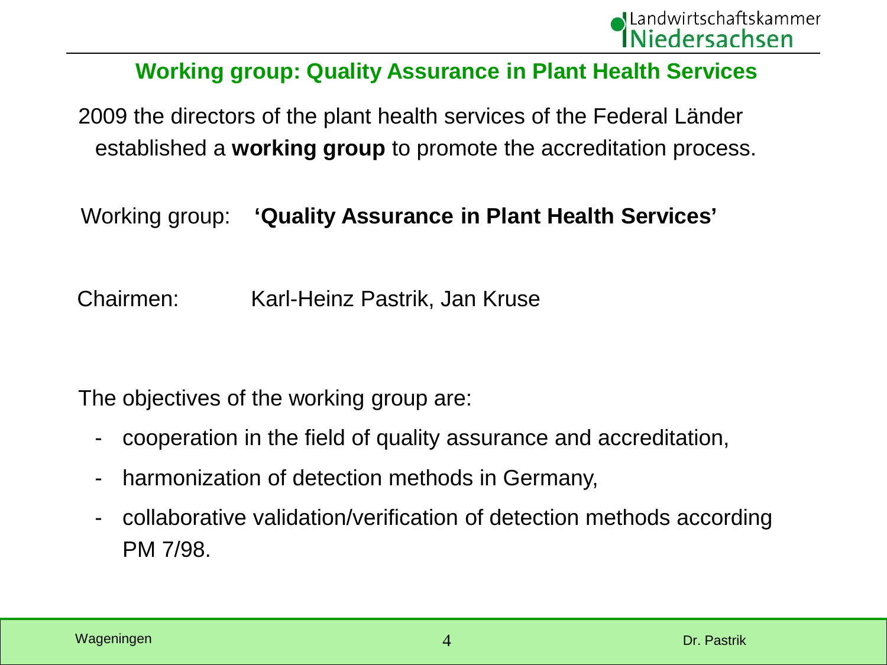## Working group: Quality Assurance in Plant Health Services

2009 the directors of the plant health services of the Federal Länder established a **working group** to promote the accreditation process.

Working group: **'Quality Assurance in Plant Health Services'**

Chairmen: Karl-Heinz Pastrik, Jan Kruse

The objectives of the working group are:

- cooperation in the field of quality assurance and accreditation,
- harmonization of detection methods in Germany,
- collaborative validation/verification of detection methods according PM 7/98.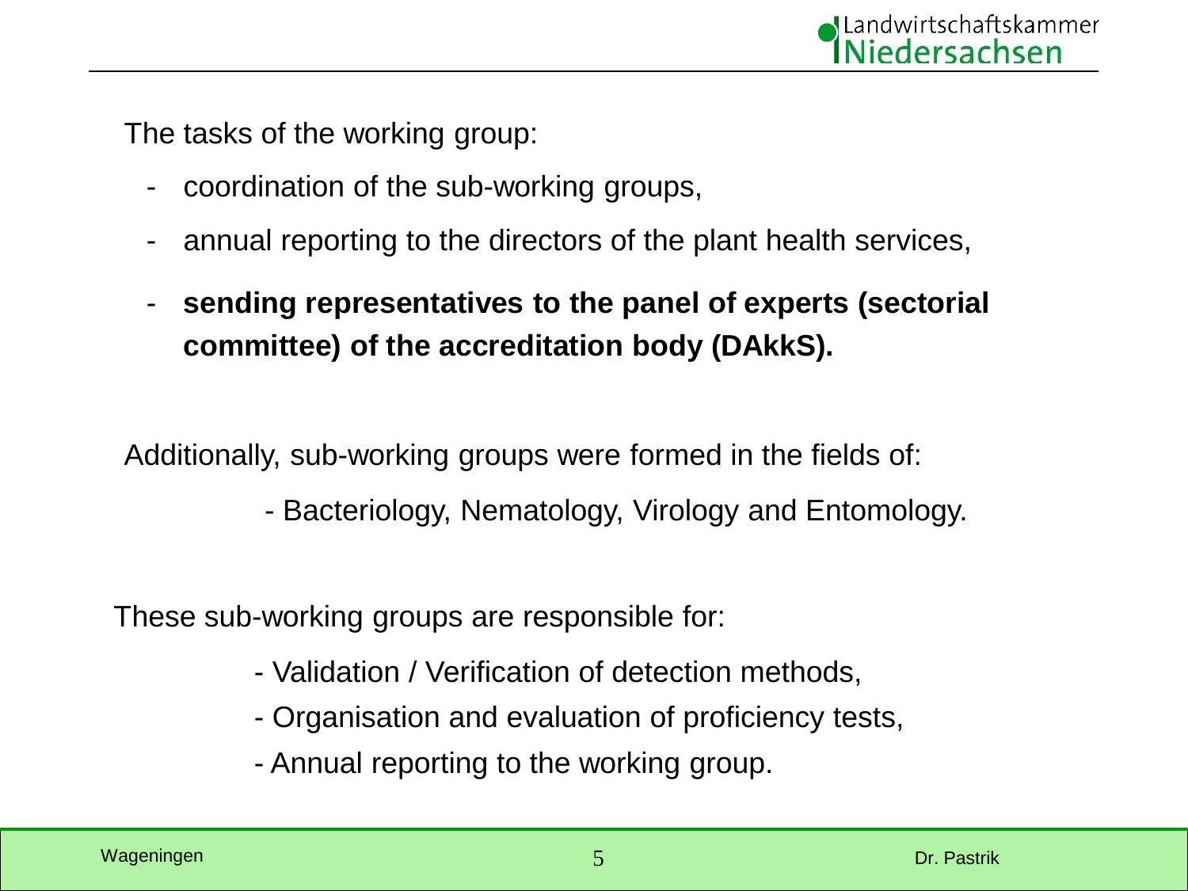The tasks of the working group:

- coordination of the sub-working groups,
- annual reporting to the directors of the plant health services,
- **sending representatives to the panel of experts (sectorial committee) of the accreditation body (DAkkS).**

Additionally, sub-working groups were formed in the fields of:

- Bacteriology, Nematology, Virology and Entomology.

These sub-working groups are responsible for:

- Validation / Verification of detection methods,
- Organisation and evaluation of proficiency tests,
- Annual reporting to the working group.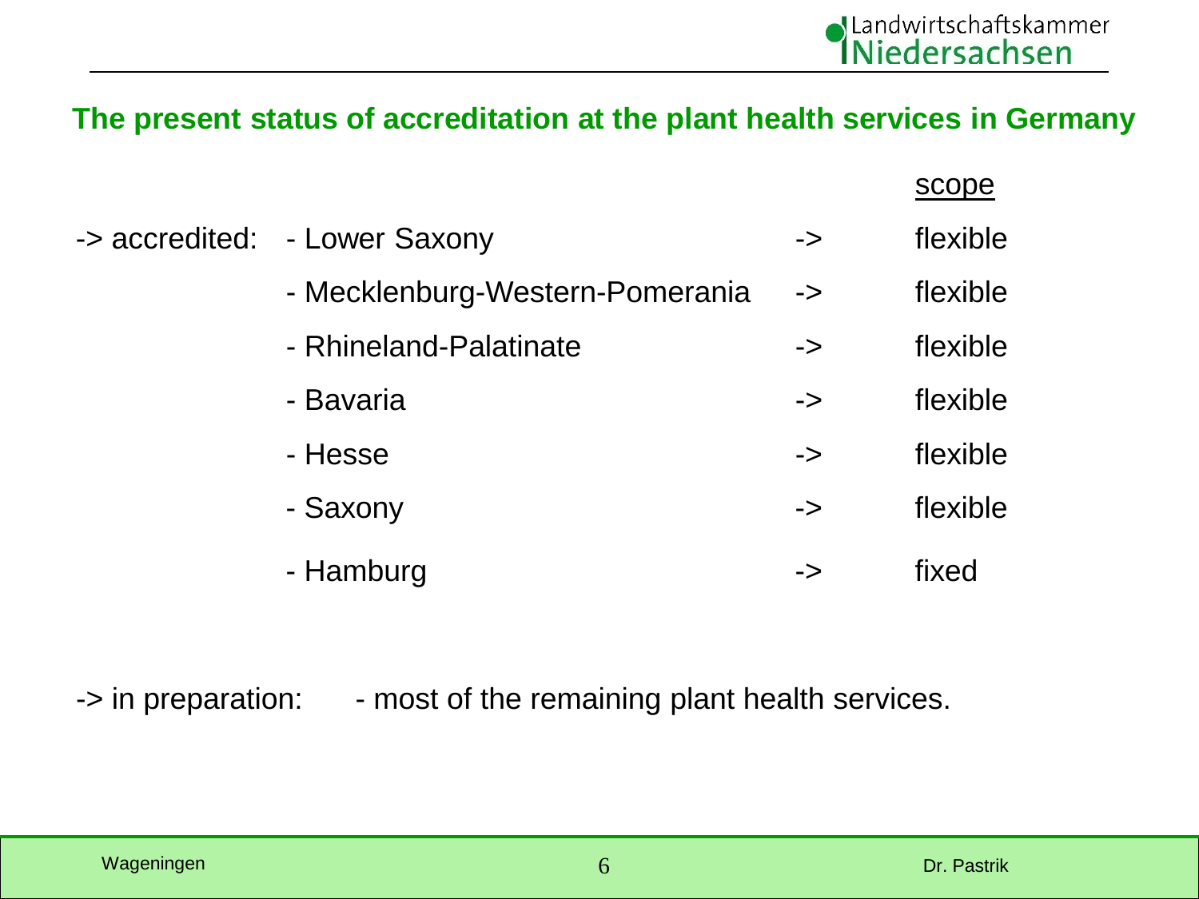## The present status of accreditation at the plant health services in Germany

| | | | scope |
|---|---|---|---|
| -> accredited: | - Lower Saxony | -> | flexible |
| | - Mecklenburg-Western-Pomerania | -> | flexible |
| | - Rhineland-Palatinate | -> | flexible |
| | - Bavaria | -> | flexible |
| | - Hesse | -> | flexible |
| | - Saxony | -> | flexible |
| | - Hamburg | -> | fixed |

-> in preparation: - most of the remaining plant health services.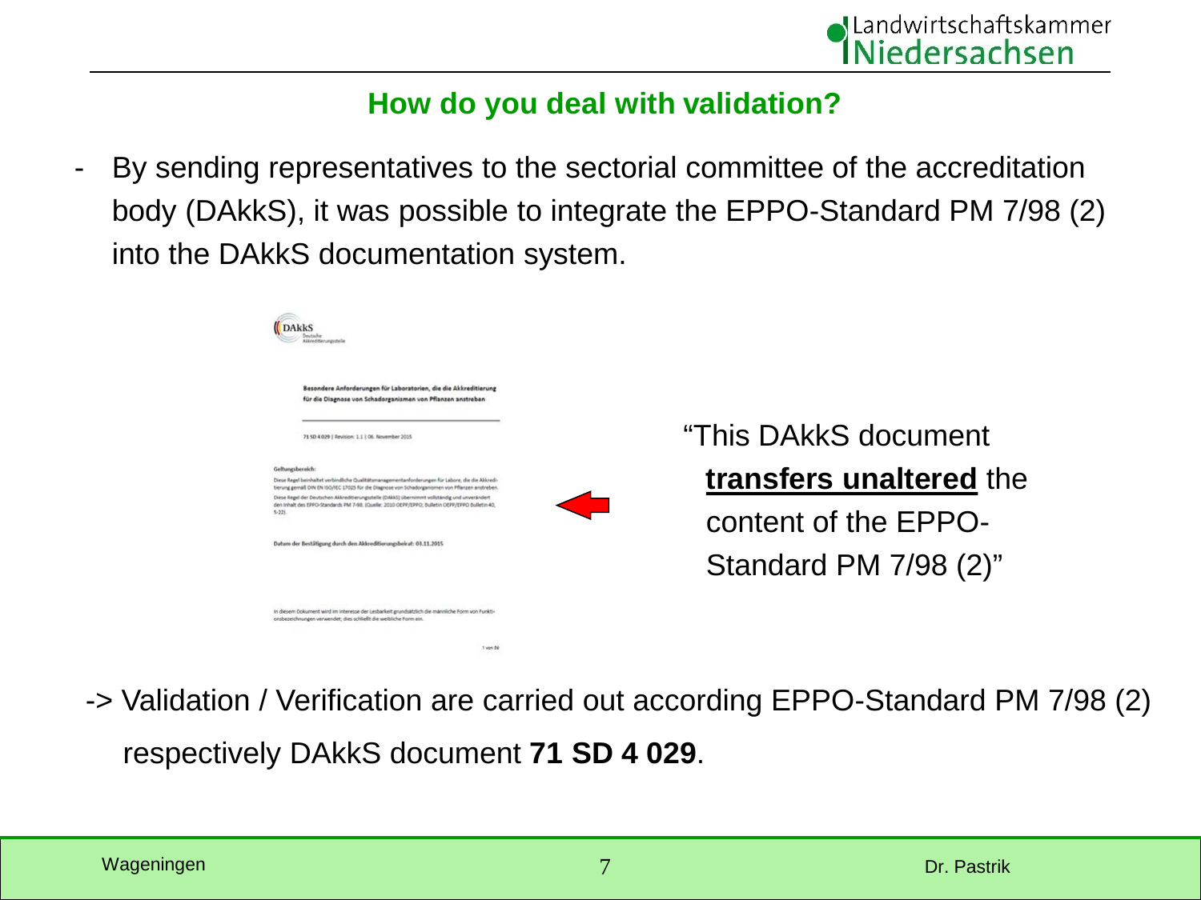## How do you deal with validation?

- By sending representatives to the sectorial committee of the accreditation body (DAkkS), it was possible to integrate the EPPO-Standard PM 7/98 (2) into the DAkkS documentation system.

DAkkS
Deutsche Akkreditierungsstelle

**Besondere Anforderungen für Laboratorien, die die Akkreditierung für die Diagnose von Schadorganismen von Pflanzen anstreben**

71 SD 4 029 | Revision: 1.1 | 06. November 2015

**Geltungsbereich:**

Diese Regel beinhaltet verbindliche Qualitätsmanagementanforderungen für Labore, die die Akkreditierung gemäß DIN EN ISO/IEC 17025 für die Diagnose von Schadorganismen von Pflanzen anstreben. Diese Regel der Deutschen Akkreditierungsstelle (DAkkS) übernimmt vollständig und unverändert den Inhalt des EPPO-Standards PM 7-98. (Quelle: 2010 OEPP/EPPO, Bulletin OEPP/EPPO Bulletin 40, 5-22).

**Datum der Bestätigung durch den Akkreditierungsbeirat: 03.11.2015**

In diesem Dokument wird im Interesse der Lesbarkeit grundsätzlich die männliche Form von Funktionsbezeichnungen verwendet; dies schließt die weibliche Form ein.

1 von 59

"This DAkkS document **transfers unaltered** the content of the EPPO-Standard PM 7/98 (2)"

-> Validation / Verification are carried out according EPPO-Standard PM 7/98 (2) respectively DAkkS document **71 SD 4 029**.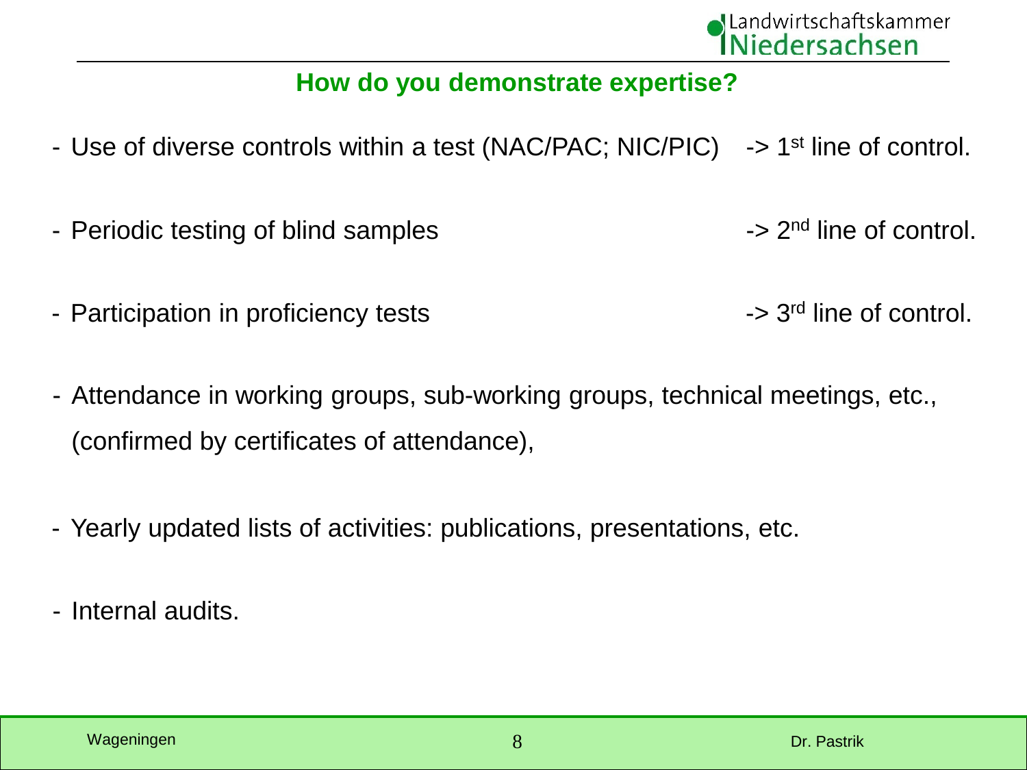## How do you demonstrate expertise?

- Use of diverse controls within a test (NAC/PAC; NIC/PIC) -> 1st line of control.
- Periodic testing of blind samples -> 2nd line of control.
- Participation in proficiency tests -> 3rd line of control.
- Attendance in working groups, sub-working groups, technical meetings, etc., (confirmed by certificates of attendance),
- Yearly updated lists of activities: publications, presentations, etc.
- Internal audits.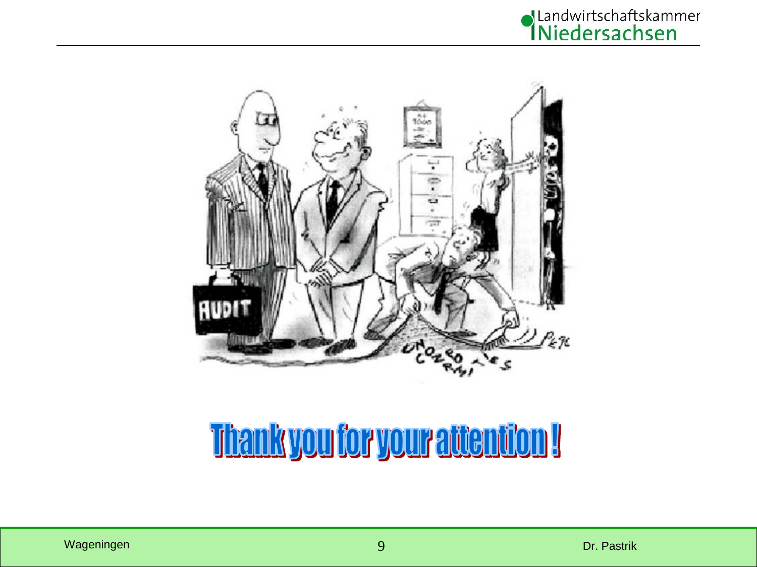# Thank you for your attention !